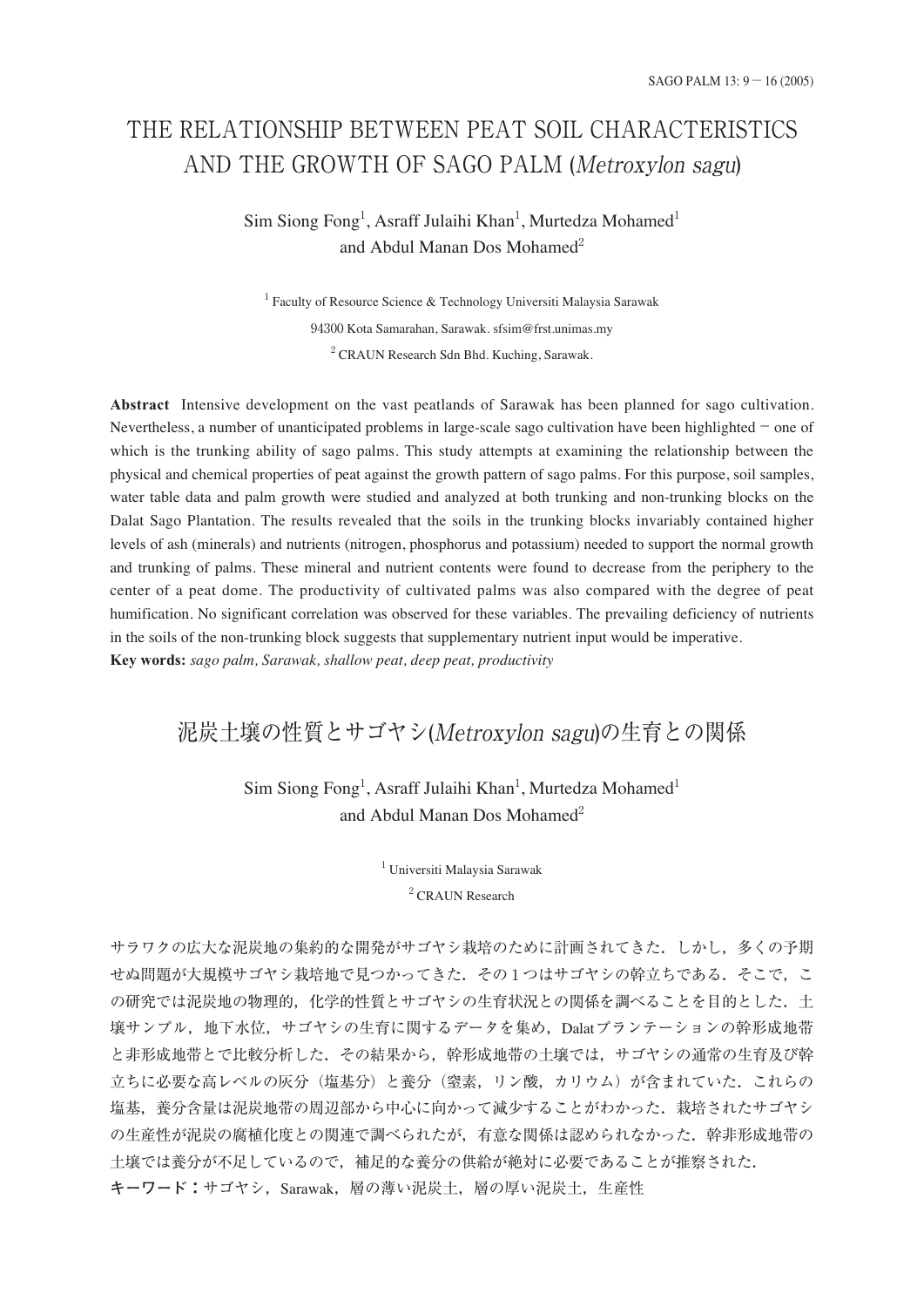# THE RELATIONSHIP BETWEEN PEAT SOIL CHARACTERISTICS AND THE GROWTH OF SAGO PALM (*Metroxylon sagu*)

Sim Siong Fong[1], Asraff Julaihi Khan[1], Murtedza Mohamed[1] and Abdul Manan Dos Mohamed[2]

[1] Faculty of Resource Science & Technology Universiti Malaysia Sarawak 94300 Kota Samarahan, Sarawak. sfsim@frst.unimas.my

[2] CRAUN Research Sdn Bhd. Kuching, Sarawak.

**Abstract** Intensive development on the vast peatlands of Sarawak has been planned for sago cultivation. Nevertheless, a number of unanticipated problems in large-scale sago cultivation have been highlighted − one of which is the trunking ability of sago palms. This study attempts at examining the relationship between the physical and chemical properties of peat against the growth pattern of sago palms. For this purpose, soil samples, water table data and palm growth were studied and analyzed at both trunking and non-trunking blocks on the Dalat Sago Plantation. The results revealed that the soils in the trunking blocks invariably contained higher levels of ash (minerals) and nutrients (nitrogen, phosphorus and potassium) needed to support the normal growth and trunking of palms. These mineral and nutrient contents were found to decrease from the periphery to the center of a peat dome. The productivity of cultivated palms was also compared with the degree of peat humification. No significant correlation was observed for these variables. The prevailing deficiency of nutrients in the soils of the non-trunking block suggests that supplementary nutrient input would be imperative.

**Key words:** *sago palm, Sarawak, shallow peat, deep peat, productivity*

# 泥炭土壌の性質とサゴヤシ(*Metroxylon sagu*)の生育との関係

Sim Siong Fong[1], Asraff Julaihi Khan[1], Murtedza Mohamed[1] and Abdul Manan Dos Mohamed[2]

[1] Universiti Malaysia Sarawak

[2] CRAUN Research

サラワクの広大な泥炭地の集約的な開発がサゴヤシ栽培のために計画されてきた．しかし，多くの予期せぬ問題が大規模サゴヤシ栽培地で見つかってきた．その１つはサゴヤシの幹立ちである．そこで，この研究では泥炭地の物理的，化学的性質とサゴヤシの生育状況との関係を調べることを目的とした．土壌サンプル，地下水位，サゴヤシの生育に関するデータを集め，Dalatプランテーションの幹形成地帯と非形成地帯とで比較分析した．その結果から，幹形成地帯の土壌では，サゴヤシの通常の生育及び幹立ちに必要な高レベルの灰分（塩基分）と養分（窒素，リン酸，カリウム）が含まれていた．これらの塩基，養分含量は泥炭地帯の周辺部から中心に向かって減少することがわかった．栽培されたサゴヤシの生産性が泥炭の腐植化度との関連で調べられたが，有意な関係は認められなかった．幹非形成地帯の土壌では養分が不足しているので，補足的な養分の供給が絶対に必要であることが推察された．

**キーワード：**サゴヤシ，Sarawak，層の薄い泥炭土，層の厚い泥炭土，生産性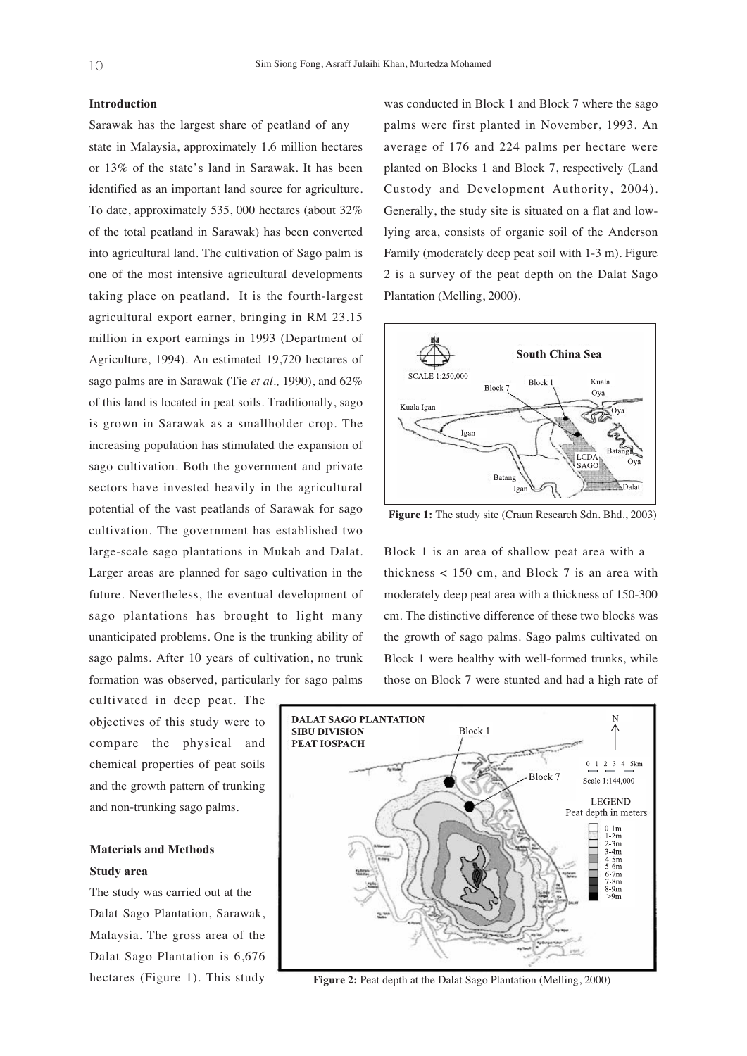## Introduction

Sarawak has the largest share of peatland of any state in Malaysia, approximately 1.6 million hectares or 13% of the state's land in Sarawak. It has been identified as an important land source for agriculture. To date, approximately 535, 000 hectares (about 32% of the total peatland in Sarawak) has been converted into agricultural land. The cultivation of Sago palm is one of the most intensive agricultural developments taking place on peatland. It is the fourth-largest agricultural export earner, bringing in RM 23.15 million in export earnings in 1993 (Department of Agriculture, 1994). An estimated 19,720 hectares of sago palms are in Sarawak (Tie *et al.,* 1990), and 62% of this land is located in peat soils. Traditionally, sago is grown in Sarawak as a smallholder crop. The increasing population has stimulated the expansion of sago cultivation. Both the government and private sectors have invested heavily in the agricultural potential of the vast peatlands of Sarawak for sago cultivation. The government has established two large-scale sago plantations in Mukah and Dalat. Larger areas are planned for sago cultivation in the future. Nevertheless, the eventual development of sago plantations has brought to light many unanticipated problems. One is the trunking ability of sago palms. After 10 years of cultivation, no trunk formation was observed, particularly for sago palms cultivated in deep peat. The objectives of this study were to compare the physical and chemical properties of peat soils and the growth pattern of trunking and non-trunking sago palms.

## Materials and Methods

### Study area

The study was carried out at the Dalat Sago Plantation, Sarawak, Malaysia. The gross area of the Dalat Sago Plantation is 6,676 hectares (Figure 1). This study was conducted in Block 1 and Block 7 where the sago palms were first planted in November, 1993. An average of 176 and 224 palms per hectare were planted on Blocks 1 and Block 7, respectively (Land Custody and Development Authority, 2004). Generally, the study site is situated on a flat and low-lying area, consists of organic soil of the Anderson Family (moderately deep peat soil with 1-3 m). Figure 2 is a survey of the peat depth on the Dalat Sago Plantation (Melling, 2000).

**Figure 1:** The study site (Craun Research Sdn. Bhd., 2003)

Block 1 is an area of shallow peat area with a thickness < 150 cm, and Block 7 is an area with moderately deep peat area with a thickness of 150-300 cm. The distinctive difference of these two blocks was the growth of sago palms. Sago palms cultivated on Block 1 were healthy with well-formed trunks, while those on Block 7 were stunted and had a high rate of

**Figure 2:** Peat depth at the Dalat Sago Plantation (Melling, 2000)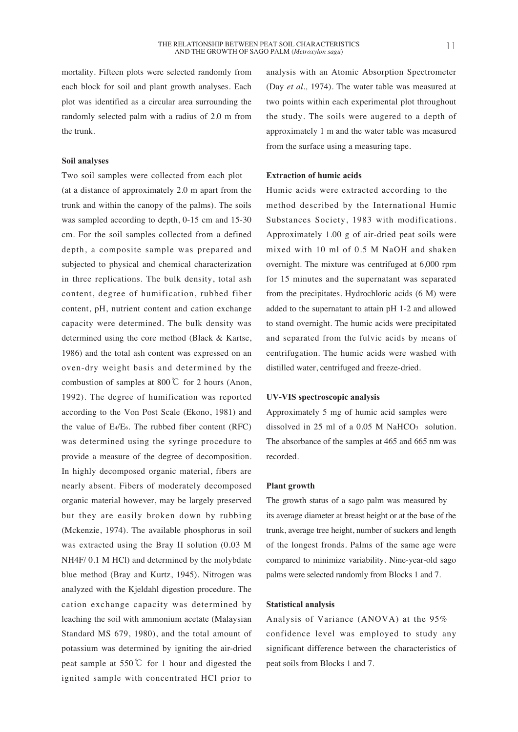mortality. Fifteen plots were selected randomly from each block for soil and plant growth analyses. Each plot was identified as a circular area surrounding the randomly selected palm with a radius of 2.0 m from the trunk.

**Soil analyses**

Two soil samples were collected from each plot (at a distance of approximately 2.0 m apart from the trunk and within the canopy of the palms). The soils was sampled according to depth, 0-15 cm and 15-30 cm. For the soil samples collected from a defined depth, a composite sample was prepared and subjected to physical and chemical characterization in three replications. The bulk density, total ash content, degree of humification, rubbed fiber content, pH, nutrient content and cation exchange capacity were determined. The bulk density was determined using the core method (Black & Kartse, 1986) and the total ash content was expressed on an oven-dry weight basis and determined by the combustion of samples at 800℃ for 2 hours (Anon, 1992). The degree of humification was reported according to the Von Post Scale (Ekono, 1981) and the value of $E_4/E_6$. The rubbed fiber content (RFC) was determined using the syringe procedure to provide a measure of the degree of decomposition. In highly decomposed organic material, fibers are nearly absent. Fibers of moderately decomposed organic material however, may be largely preserved but they are easily broken down by rubbing (Mckenzie, 1974). The available phosphorus in soil was extracted using the Bray II solution (0.03 M $NH_4F$/ 0.1 M HCl) and determined by the molybdate blue method (Bray and Kurtz, 1945). Nitrogen was analyzed with the Kjeldahl digestion procedure. The cation exchange capacity was determined by leaching the soil with ammonium acetate (Malaysian Standard MS 679, 1980), and the total amount of potassium was determined by igniting the air-dried peat sample at 550℃ for 1 hour and digested the ignited sample with concentrated HCl prior to analysis with an Atomic Absorption Spectrometer (Day *et al.,* 1974). The water table was measured at two points within each experimental plot throughout the study. The soils were augered to a depth of approximately 1 m and the water table was measured from the surface using a measuring tape.

**Extraction of humic acids**

Humic acids were extracted according to the method described by the International Humic Substances Society, 1983 with modifications. Approximately 1.00 g of air-dried peat soils were mixed with 10 ml of 0.5 M NaOH and shaken overnight. The mixture was centrifuged at 6,000 rpm for 15 minutes and the supernatant was separated from the precipitates. Hydrochloric acids (6 M) were added to the supernatant to attain pH 1-2 and allowed to stand overnight. The humic acids were precipitated and separated from the fulvic acids by means of centrifugation. The humic acids were washed with distilled water, centrifuged and freeze-dried.

**UV-VIS spectroscopic analysis**

Approximately 5 mg of humic acid samples were dissolved in 25 ml of a 0.05 M $NaHCO_3$ solution. The absorbance of the samples at 465 and 665 nm was recorded.

**Plant growth**

The growth status of a sago palm was measured by its average diameter at breast height or at the base of the trunk, average tree height, number of suckers and length of the longest fronds. Palms of the same age were compared to minimize variability. Nine-year-old sago palms were selected randomly from Blocks 1 and 7.

**Statistical analysis**

Analysis of Variance (ANOVA) at the 95% confidence level was employed to study any significant difference between the characteristics of peat soils from Blocks 1 and 7.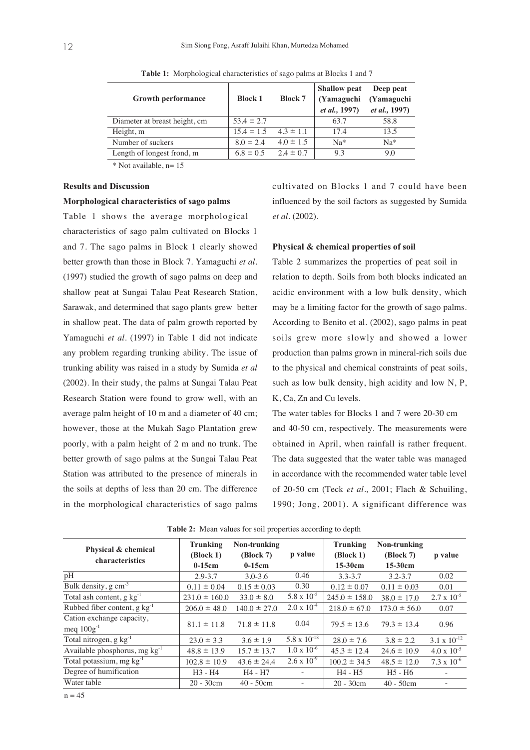**Table 1:** Morphological characteristics of sago palms at Blocks 1 and 7

| Growth performance | Block 1 | Block 7 | Shallow peat (Yamaguchi *et al.*, 1997) | Deep peat (Yamaguchi *et al.*, 1997) |
|---|---|---|---|---|
| Diameter at breast height, cm | 53.4 ± 2.7 | | 63.7 | 58.8 |
| Height, m | 15.4 ± 1.5 | 4.3 ± 1.1 | 17.4 | 13.5 |
| Number of suckers | 8.0 ± 2.4 | 4.0 ± 1.5 | Na* | Na* |
| Length of longest frond, m | 6.8 ± 0.5 | 2.4 ± 0.7 | 9.3 | 9.0 |

* Not available, n= 15

### Results and Discussion

#### Morphological characteristics of sago palms

Table 1 shows the average morphological characteristics of sago palm cultivated on Blocks 1 and 7. The sago palms in Block 1 clearly showed better growth than those in Block 7. Yamaguchi *et al*. (1997) studied the growth of sago palms on deep and shallow peat at Sungai Talau Peat Research Station, Sarawak, and determined that sago plants grew better in shallow peat. The data of palm growth reported by Yamaguchi *et al*. (1997) in Table 1 did not indicate any problem regarding trunking ability. The issue of trunking ability was raised in a study by Sumida *et al* (2002). In their study, the palms at Sungai Talau Peat Research Station were found to grow well, with an average palm height of 10 m and a diameter of 40 cm; however, those at the Mukah Sago Plantation grew poorly, with a palm height of 2 m and no trunk. The better growth of sago palms at the Sungai Talau Peat Station was attributed to the presence of minerals in the soils at depths of less than 20 cm. The difference in the morphological characteristics of sago palms cultivated on Blocks 1 and 7 could have been influenced by the soil factors as suggested by Sumida *et al*. (2002).

#### Physical & chemical properties of soil

Table 2 summarizes the properties of peat soil in relation to depth. Soils from both blocks indicated an acidic environment with a low bulk density, which may be a limiting factor for the growth of sago palms. According to Benito et al. (2002), sago palms in peat soils grew more slowly and showed a lower production than palms grown in mineral-rich soils due to the physical and chemical constraints of peat soils, such as low bulk density, high acidity and low N, P, K, Ca, Zn and Cu levels.

The water tables for Blocks 1 and 7 were 20-30 cm and 40-50 cm, respectively. The measurements were obtained in April, when rainfall is rather frequent. The data suggested that the water table was managed in accordance with the recommended water table level of 20-50 cm (Teck *et al.,* 2001; Flach & Schuiling, 1990; Jong, 2001). A significant difference was

**Table 2:** Mean values for soil properties according to depth

| Physical & chemical characteristics | Trunking (Block 1) 0-15cm | Non-trunking (Block 7) 0-15cm | p value | Trunking (Block 1) 15-30cm | Non-trunking (Block 7) 15-30cm | p value |
|---|---|---|---|---|---|---|
| pH | 2.9-3.7 | 3.0-3.6 | 0.46 | 3.3-3.7 | 3.2-3.7 | 0.02 |
| Bulk density, g cm$^{-3}$ | 0.11 ± 0.04 | 0.15 ± 0.03 | 0.30 | 0.12 ± 0.07 | 0.11 ± 0.03 | 0.01 |
| Total ash content, g kg$^{-1}$ | 231.0 ± 160.0 | 33.0 ± 8.0 | $5.8 \times 10^{-5}$ | 245.0 ± 158.0 | 38.0 ± 17.0 | $2.7 \times 10^{-5}$ |
| Rubbed fiber content, g kg$^{-1}$ | 206.0 ± 48.0 | 140.0 ± 27.0 | $2.0 \times 10^{-4}$ | 218.0 ± 67.0 | 173.0 ± 56.0 | 0.07 |
| Cation exchange capacity, meq 100g$^{-1}$ | 81.1 ± 11.8 | 71.8 ± 11.8 | 0.04 | 79.5 ± 13.6 | 79.3 ± 13.4 | 0.96 |
| Total nitrogen, g kg$^{-1}$ | 23.0 ± 3.3 | 3.6 ± 1.9 | $5.8 \times 10^{-18}$ | 28.0 ± 7.6 | 3.8 ± 2.2 | $3.1 \times 10^{-12}$ |
| Available phosphorus, mg kg$^{-1}$ | 48.8 ± 13.9 | 15.7 ± 13.7 | $1.0 \times 10^{-6}$ | 45.3 ± 12.4 | 24.6 ± 10.9 | $4.0 \times 10^{-5}$ |
| Total potassium, mg kg$^{-1}$ | 102.8 ± 10.9 | 43.6 ± 24.4 | $2.6 \times 10^{-9}$ | 100.2 ± 34.5 | 48.5 ± 12.0 | $7.3 \times 10^{-6}$ |
| Degree of humification | H3 - H4 | H4 - H7 | - | H4 - H5 | H5 - H6 | - |
| Water table | 20 - 30cm | 40 - 50cm | - | 20 - 30cm | 40 - 50cm | - |

n = 45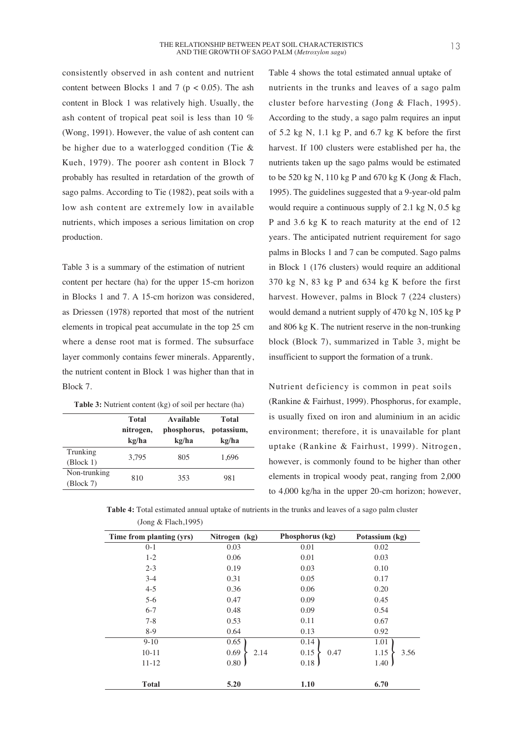consistently observed in ash content and nutrient content between Blocks 1 and 7 ($p < 0.05$). The ash content in Block 1 was relatively high. Usually, the ash content of tropical peat soil is less than 10 % (Wong, 1991). However, the value of ash content can be higher due to a waterlogged condition (Tie & Kueh, 1979). The poorer ash content in Block 7 probably has resulted in retardation of the growth of sago palms. According to Tie (1982), peat soils with a low ash content are extremely low in available nutrients, which imposes a serious limitation on crop production.

Table 3 is a summary of the estimation of nutrient content per hectare (ha) for the upper 15-cm horizon in Blocks 1 and 7. A 15-cm horizon was considered, as Driessen (1978) reported that most of the nutrient elements in tropical peat accumulate in the top 25 cm where a dense root mat is formed. The subsurface layer commonly contains fewer minerals. Apparently, the nutrient content in Block 1 was higher than that in Block 7.

**Table 3:** Nutrient content (kg) of soil per hectare (ha)

| | Total nitrogen, kg/ha | Available phosphorus, kg/ha | Total potassium, kg/ha |
|---|---|---|---|
| Trunking (Block 1) | 3,795 | 805 | 1,696 |
| Non-trunking (Block 7) | 810 | 353 | 981 |

Table 4 shows the total estimated annual uptake of nutrients in the trunks and leaves of a sago palm cluster before harvesting (Jong & Flach, 1995). According to the study, a sago palm requires an input of 5.2 kg N, 1.1 kg P, and 6.7 kg K before the first harvest. If 100 clusters were established per ha, the nutrients taken up the sago palms would be estimated to be 520 kg N, 110 kg P and 670 kg K (Jong & Flach, 1995). The guidelines suggested that a 9-year-old palm would require a continuous supply of 2.1 kg N, 0.5 kg P and 3.6 kg K to reach maturity at the end of 12 years. The anticipated nutrient requirement for sago palms in Blocks 1 and 7 can be computed. Sago palms in Block 1 (176 clusters) would require an additional 370 kg N, 83 kg P and 634 kg K before the first harvest. However, palms in Block 7 (224 clusters) would demand a nutrient supply of 470 kg N, 105 kg P and 806 kg K. The nutrient reserve in the non-trunking block (Block 7), summarized in Table 3, might be insufficient to support the formation of a trunk.

Nutrient deficiency is common in peat soils (Rankine & Fairhust, 1999). Phosphorus, for example, is usually fixed on iron and aluminium in an acidic environment; therefore, it is unavailable for plant uptake (Rankine & Fairhust, 1999). Nitrogen, however, is commonly found to be higher than other elements in tropical woody peat, ranging from 2,000 to 4,000 kg/ha in the upper 20-cm horizon; however,

**Table 4:** Total estimated annual uptake of nutrients in the trunks and leaves of a sago palm cluster (Jong & Flach,1995)

| Time from planting (yrs) | Nitrogen (kg) | | Phosphorus (kg) | | Potassium (kg) | |
|---|---|---|---|---|---|---|
| 0-1 | 0.03 | | 0.01 | | 0.02 | |
| 1-2 | 0.06 | | 0.01 | | 0.03 | |
| 2-3 | 0.19 | | 0.03 | | 0.10 | |
| 3-4 | 0.31 | | 0.05 | | 0.17 | |
| 4-5 | 0.36 | | 0.06 | | 0.20 | |
| 5-6 | 0.47 | | 0.09 | | 0.45 | |
| 6-7 | 0.48 | | 0.09 | | 0.54 | |
| 7-8 | 0.53 | | 0.11 | | 0.67 | |
| 8-9 | 0.64 | | 0.13 | | 0.92 | |
| 9-10 | 0.65 | | 0.14 | | 1.01 | |
| 10-11 | 0.69 | 2.14 | 0.15 | 0.47 | 1.15 | 3.56 |
| 11-12 | 0.80 | | 0.18 | | 1.40 | |
| **Total** | **5.20** | | **1.10** | | **6.70** | |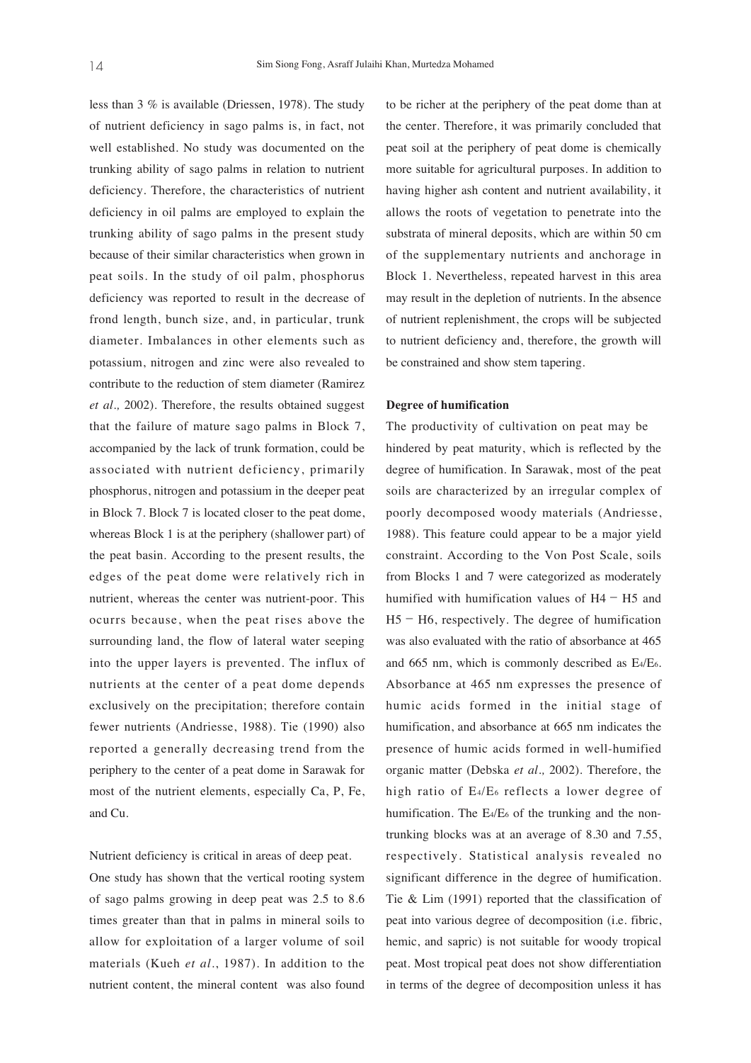less than 3 % is available (Driessen, 1978). The study of nutrient deficiency in sago palms is, in fact, not well established. No study was documented on the trunking ability of sago palms in relation to nutrient deficiency. Therefore, the characteristics of nutrient deficiency in oil palms are employed to explain the trunking ability of sago palms in the present study because of their similar characteristics when grown in peat soils. In the study of oil palm, phosphorus deficiency was reported to result in the decrease of frond length, bunch size, and, in particular, trunk diameter. Imbalances in other elements such as potassium, nitrogen and zinc were also revealed to contribute to the reduction of stem diameter (Ramirez *et al.,* 2002). Therefore, the results obtained suggest that the failure of mature sago palms in Block 7, accompanied by the lack of trunk formation, could be associated with nutrient deficiency, primarily phosphorus, nitrogen and potassium in the deeper peat in Block 7. Block 7 is located closer to the peat dome, whereas Block 1 is at the periphery (shallower part) of the peat basin. According to the present results, the edges of the peat dome were relatively rich in nutrient, whereas the center was nutrient-poor. This ocurrs because, when the peat rises above the surrounding land, the flow of lateral water seeping into the upper layers is prevented. The influx of nutrients at the center of a peat dome depends exclusively on the precipitation; therefore contain fewer nutrients (Andriesse, 1988). Tie (1990) also reported a generally decreasing trend from the periphery to the center of a peat dome in Sarawak for most of the nutrient elements, especially Ca, P, Fe, and Cu.

Nutrient deficiency is critical in areas of deep peat. One study has shown that the vertical rooting system of sago palms growing in deep peat was 2.5 to 8.6 times greater than that in palms in mineral soils to allow for exploitation of a larger volume of soil materials (Kueh *et al.*, 1987). In addition to the nutrient content, the mineral content was also found to be richer at the periphery of the peat dome than at the center. Therefore, it was primarily concluded that peat soil at the periphery of peat dome is chemically more suitable for agricultural purposes. In addition to having higher ash content and nutrient availability, it allows the roots of vegetation to penetrate into the substrata of mineral deposits, which are within 50 cm of the supplementary nutrients and anchorage in Block 1. Nevertheless, repeated harvest in this area may result in the depletion of nutrients. In the absence of nutrient replenishment, the crops will be subjected to nutrient deficiency and, therefore, the growth will be constrained and show stem tapering.

**Degree of humification**

The productivity of cultivation on peat may be hindered by peat maturity, which is reflected by the degree of humification. In Sarawak, most of the peat soils are characterized by an irregular complex of poorly decomposed woody materials (Andriesse, 1988). This feature could appear to be a major yield constraint. According to the Von Post Scale, soils from Blocks 1 and 7 were categorized as moderately humified with humification values of H4 − H5 and H5 − H6, respectively. The degree of humification was also evaluated with the ratio of absorbance at 465 and 665 nm, which is commonly described as $E_4/E_6$. Absorbance at 465 nm expresses the presence of humic acids formed in the initial stage of humification, and absorbance at 665 nm indicates the presence of humic acids formed in well-humified organic matter (Debska *et al.,* 2002). Therefore, the high ratio of $E_4/E_6$ reflects a lower degree of humification. The $E_4/E_6$ of the trunking and the non-trunking blocks was at an average of 8.30 and 7.55, respectively. Statistical analysis revealed no significant difference in the degree of humification. Tie & Lim (1991) reported that the classification of peat into various degree of decomposition (i.e. fibric, hemic, and sapric) is not suitable for woody tropical peat. Most tropical peat does not show differentiation in terms of the degree of decomposition unless it has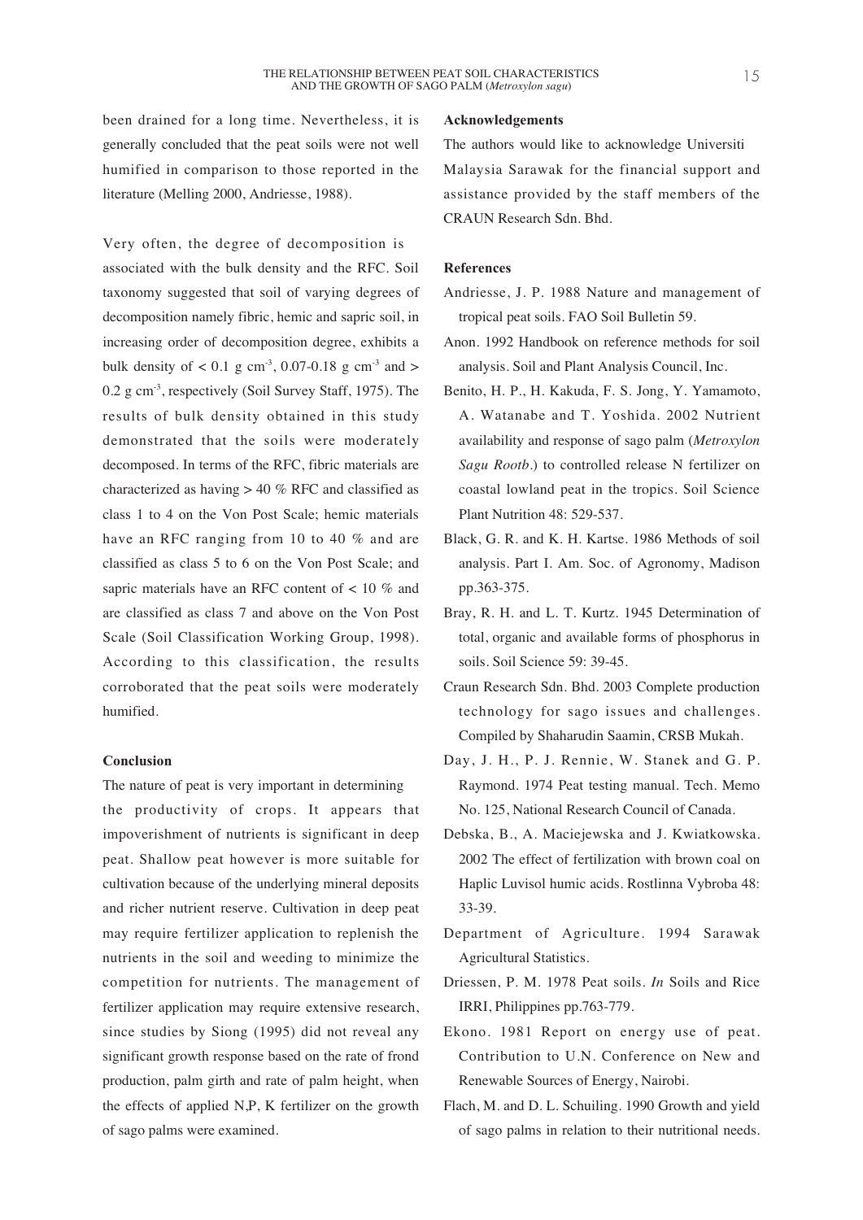been drained for a long time. Nevertheless, it is generally concluded that the peat soils were not well humified in comparison to those reported in the literature (Melling 2000, Andriesse, 1988).

Very often, the degree of decomposition is associated with the bulk density and the RFC. Soil taxonomy suggested that soil of varying degrees of decomposition namely fibric, hemic and sapric soil, in increasing order of decomposition degree, exhibits a bulk density of < 0.1 g $cm^{-3}$, 0.07-0.18 g $cm^{-3}$ and > 0.2 g $cm^{-3}$, respectively (Soil Survey Staff, 1975). The results of bulk density obtained in this study demonstrated that the soils were moderately decomposed. In terms of the RFC, fibric materials are characterized as having > 40 % RFC and classified as class 1 to 4 on the Von Post Scale; hemic materials have an RFC ranging from 10 to 40 % and are classified as class 5 to 6 on the Von Post Scale; and sapric materials have an RFC content of < 10 % and are classified as class 7 and above on the Von Post Scale (Soil Classification Working Group, 1998). According to this classification, the results corroborated that the peat soils were moderately humified.

## Conclusion

The nature of peat is very important in determining the productivity of crops. It appears that impoverishment of nutrients is significant in deep peat. Shallow peat however is more suitable for cultivation because of the underlying mineral deposits and richer nutrient reserve. Cultivation in deep peat may require fertilizer application to replenish the nutrients in the soil and weeding to minimize the competition for nutrients. The management of fertilizer application may require extensive research, since studies by Siong (1995) did not reveal any significant growth response based on the rate of frond production, palm girth and rate of palm height, when the effects of applied N,P, K fertilizer on the growth of sago palms were examined.

## Acknowledgements

The authors would like to acknowledge Universiti Malaysia Sarawak for the financial support and assistance provided by the staff members of the CRAUN Research Sdn. Bhd.

## References

Andriesse, J. P. 1988 Nature and management of tropical peat soils. FAO Soil Bulletin 59.

Anon. 1992 Handbook on reference methods for soil analysis. Soil and Plant Analysis Council, Inc.

Benito, H. P., H. Kakuda, F. S. Jong, Y. Yamamoto, A. Watanabe and T. Yoshida. 2002 Nutrient availability and response of sago palm (*Metroxylon Sagu Rootb*.) to controlled release N fertilizer on coastal lowland peat in the tropics. Soil Science Plant Nutrition 48: 529-537.

Black, G. R. and K. H. Kartse. 1986 Methods of soil analysis. Part I. Am. Soc. of Agronomy, Madison pp.363-375.

Bray, R. H. and L. T. Kurtz. 1945 Determination of total, organic and available forms of phosphorus in soils. Soil Science 59: 39-45.

Craun Research Sdn. Bhd. 2003 Complete production technology for sago issues and challenges. Compiled by Shaharudin Saamin, CRSB Mukah.

Day, J. H., P. J. Rennie, W. Stanek and G. P. Raymond. 1974 Peat testing manual. Tech. Memo No. 125, National Research Council of Canada.

Debska, B., A. Maciejewska and J. Kwiatkowska. 2002 The effect of fertilization with brown coal on Haplic Luvisol humic acids. Rostlinna Vybroba 48: 33-39.

Department of Agriculture. 1994 Sarawak Agricultural Statistics.

Driessen, P. M. 1978 Peat soils. *In* Soils and Rice IRRI, Philippines pp.763-779.

Ekono. 1981 Report on energy use of peat. Contribution to U.N. Conference on New and Renewable Sources of Energy, Nairobi.

Flach, M. and D. L. Schuiling. 1990 Growth and yield of sago palms in relation to their nutritional needs.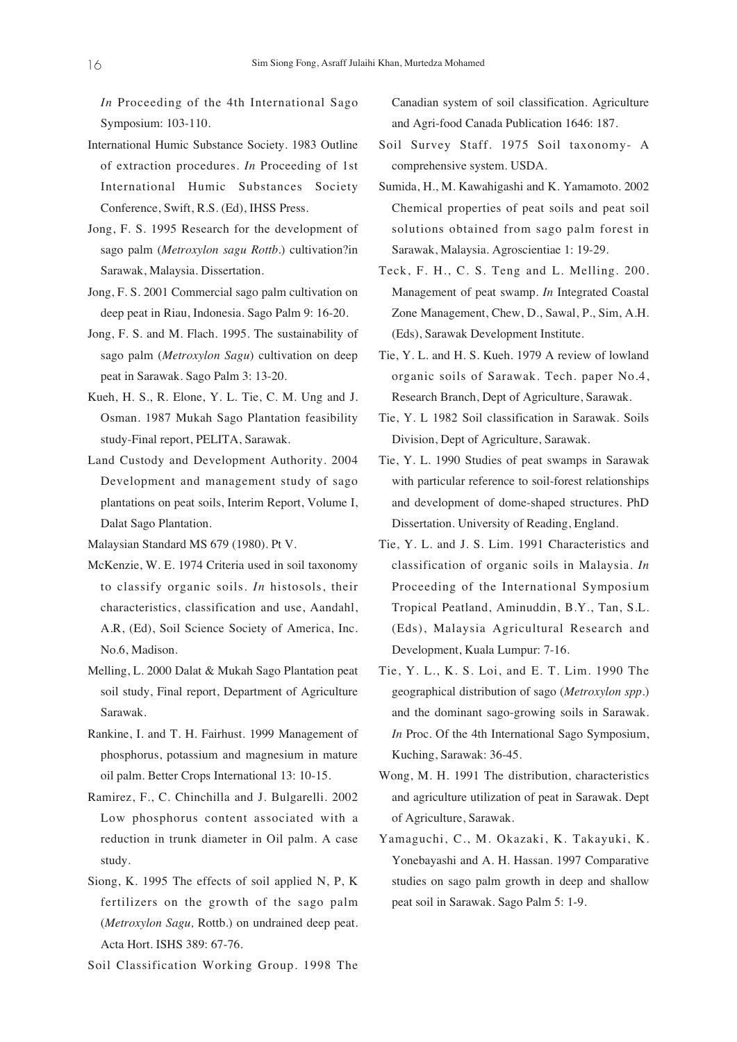*In* Proceeding of the 4th International Sago Symposium: 103-110.

International Humic Substance Society. 1983 Outline of extraction procedures. *In* Proceeding of 1st International Humic Substances Society Conference, Swift, R.S. (Ed), IHSS Press.

Jong, F. S. 1995 Research for the development of sago palm (*Metroxylon sagu Rottb*.) cultivation?in Sarawak, Malaysia. Dissertation.

Jong, F. S. 2001 Commercial sago palm cultivation on deep peat in Riau, Indonesia. Sago Palm 9: 16-20.

Jong, F. S. and M. Flach. 1995. The sustainability of sago palm (*Metroxylon Sagu*) cultivation on deep peat in Sarawak. Sago Palm 3: 13-20.

Kueh, H. S., R. Elone, Y. L. Tie, C. M. Ung and J. Osman. 1987 Mukah Sago Plantation feasibility study-Final report, PELITA, Sarawak.

Land Custody and Development Authority. 2004 Development and management study of sago plantations on peat soils, Interim Report, Volume I, Dalat Sago Plantation.

Malaysian Standard MS 679 (1980). Pt V.

McKenzie, W. E. 1974 Criteria used in soil taxonomy to classify organic soils. *In* histosols, their characteristics, classification and use, Aandahl, A.R, (Ed), Soil Science Society of America, Inc. No.6, Madison.

Melling, L. 2000 Dalat & Mukah Sago Plantation peat soil study, Final report, Department of Agriculture Sarawak.

Rankine, I. and T. H. Fairhust. 1999 Management of phosphorus, potassium and magnesium in mature oil palm. Better Crops International 13: 10-15.

Ramirez, F., C. Chinchilla and J. Bulgarelli. 2002 Low phosphorus content associated with a reduction in trunk diameter in Oil palm. A case study.

Siong, K. 1995 The effects of soil applied N, P, K fertilizers on the growth of the sago palm (*Metroxylon Sagu,* Rottb.) on undrained deep peat. Acta Hort. ISHS 389: 67-76.

Soil Classification Working Group. 1998 The Canadian system of soil classification. Agriculture and Agri-food Canada Publication 1646: 187.

Soil Survey Staff. 1975 Soil taxonomy- A comprehensive system. USDA.

Sumida, H., M. Kawahigashi and K. Yamamoto. 2002 Chemical properties of peat soils and peat soil solutions obtained from sago palm forest in Sarawak, Malaysia. Agroscientiae 1: 19-29.

Teck, F. H., C. S. Teng and L. Melling. 200. Management of peat swamp. *In* Integrated Coastal Zone Management, Chew, D., Sawal, P., Sim, A.H. (Eds), Sarawak Development Institute.

Tie, Y. L. and H. S. Kueh. 1979 A review of lowland organic soils of Sarawak. Tech. paper No.4, Research Branch, Dept of Agriculture, Sarawak.

Tie, Y. L 1982 Soil classification in Sarawak. Soils Division, Dept of Agriculture, Sarawak.

Tie, Y. L. 1990 Studies of peat swamps in Sarawak with particular reference to soil-forest relationships and development of dome-shaped structures. PhD Dissertation. University of Reading, England.

Tie, Y. L. and J. S. Lim. 1991 Characteristics and classification of organic soils in Malaysia. *In* Proceeding of the International Symposium Tropical Peatland, Aminuddin, B.Y., Tan, S.L. (Eds), Malaysia Agricultural Research and Development, Kuala Lumpur: 7-16.

Tie, Y. L., K. S. Loi, and E. T. Lim. 1990 The geographical distribution of sago (*Metroxylon spp*.) and the dominant sago-growing soils in Sarawak. *In* Proc. Of the 4th International Sago Symposium, Kuching, Sarawak: 36-45.

Wong, M. H. 1991 The distribution, characteristics and agriculture utilization of peat in Sarawak. Dept of Agriculture, Sarawak.

Yamaguchi, C., M. Okazaki, K. Takayuki, K. Yonebayashi and A. H. Hassan. 1997 Comparative studies on sago palm growth in deep and shallow peat soil in Sarawak. Sago Palm 5: 1-9.